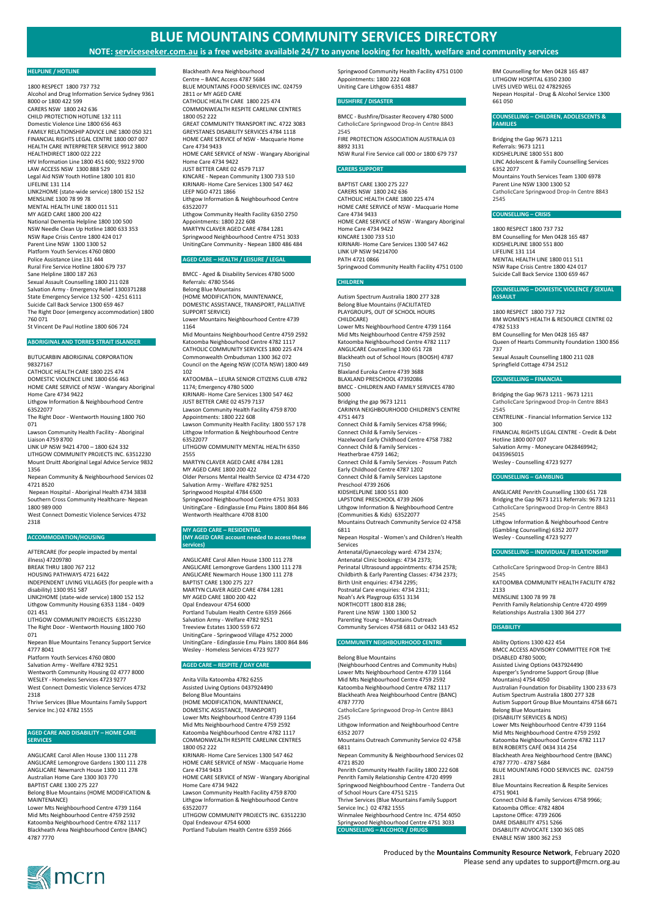# BLUE MOUNTAINS COMMUNITY SERVICES DIRECTORY

**NOTE: serviceseeker.com.au is a free website available 24/7 to anyone looking for health, welfare and community services**

## HELPLINE / HOTLINE

1800 RESPECT 1800 737 732
Alcohol and Drug Information Service Sydney 9361 8000 or 1800 422 599
CARERS NSW 1800 242 636
CHILD PROTECTION HOTLINE 132 111
Domestic Violence Line 1800 656 463
FAMILY RELATIONSHIP ADVICE LINE 1800 050 321
FINANCIAL RIGHTS LEGAL CENTRE 1800 007 007
HEALTH CARE INTERPRETER SERVICE 9912 3800
HEALTHDIRECT 1800 022 222
HIV Information Line 1800 451 600; 9322 9700
LAW ACCESS NSW 1300 888 529
Legal Aid NSW Youth Hotline 1800 101 810
LIFELINE 131 114
LINK2HOME (state-wide service) 1800 152 152
MENSLINE 1300 78 99 78
MENTAL HEALTH LINE 1800 011 511
MY AGED CARE 1800 200 422
National Dementia Helpline 1800 100 500
NSW Needle Clean Up Hotline 1800 633 353
NSW Rape Crisis Centre 1800 424 017
Parent Line NSW 1300 1300 52
Platform Youth Services 4760 0800
Police Assistance Line 131 444
Rural Fire Service Hotline 1800 679 737
Sane Helpline 1800 187 263
Sexual Assault Counselling 1800 211 028
Salvation Army - Emergency Relief 1300371288
State Emergency Service 132 500 - 4251 6111
Suicide Call Back Service 1300 659 467
The Right Door (emergency accommodation) 1800 760 071
St Vincent De Paul Hotline 1800 606 724

## ABORIGINAL AND TORRES STRAIT ISLANDER

BUTUCARBIN ABORIGINAL CORPORATION 98327167
CATHOLIC HEALTH CARE 1800 225 474
DOMESTIC VIOLENCE LINE 1800 656 463
HOME CARE SERVICE of NSW - Wangary Aboriginal Home Care 4734 9422
Lithgow Information & Neighbourhood Centre 63522077
The Right Door - Wentworth Housing 1800 760 071
Lawson Community Health Facility - Aboriginal Liaison 4759 8700
LINK UP NSW 9421 4700 – 1800 624 332
LITHGOW COMMUNITY PROJECTS INC. 63512230
Mount Druitt Aboriginal Legal Advice Service 9832 1356
Nepean Community & Neighbourhood Services 02 4721 8520
Nepean Hospital - Aboriginal Health 4734 3838
Southern Cross Community Healthcare- Nepean 1800 989 000
West Connect Domestic Violence Services 4732 2318

## ACCOMMODATION/HOUSING

AFTERCARE (for people impacted by mental illness) 47209780
BREAK THRU 1800 767 212
HOUSING PATHWAYS 4721 6422
INDEPENDENT LIVING VILLAGES (for people with a disability) 1300 951 587
LINK2HOME (state-wide service) 1800 152 152
Lithgow Community Housing 6353 1184 - 0409 021 451
LITHGOW COMMUNITY PROJECTS 63512230
The Right Door - Wentworth Housing 1800 760 071
Nepean Blue Mountains Tenancy Support Service 4777 8041
Platform Youth Services 4760 0800
Salvation Army - Welfare 4782 9251
Wentworth Community Housing 02 4777 8000
WESLEY - Homeless Services 4723 9277
West Connect Domestic Violence Services 4732 2318
Thrive Services (Blue Mountains Family Support Service Inc.) 02 4782 1555

## AGED CARE AND DISABILITY – HOME CARE SERVICES

ANGLICARE Carol Allen House 1300 111 278
ANGLICARE Lemongrove Gardens 1300 111 278
ANGLICARE Newmarch House 1300 111 278
Australian Home Care 1300 303 770
BAPTIST CARE 1300 275 227
Belong Blue Mountains (HOME MODIFICATION & MAINTENANCE)
Lower Mts Neighbourhood Centre 4739 1164
Mid Mts Neighbourhood Centre 4759 2592
Katoomba Neighbourhood Centre 4782 1117
Blackheath Area Neighbourhood Centre (BANC) 4787 7770
Blackheath Area Neighbourhood Centre – BANC Access 4787 5684
BLUE MOUNTAINS FOOD SERVICES INC. 024759 2811 or MY AGED CARE
CATHOLIC HEALTH CARE 1800 225 474
COMMONWEALTH RESPITE CARELINK CENTRES 1800 052 222
GREAT COMMUNITY TRANSPORT INC. 4722 3083
GREYSTANES DISABILITY SERVICES 4784 1118
HOME CARE SERVICE of NSW - Macquarie Home Care 4734 9433
HOME CARE SERVICE of NSW - Wangary Aboriginal Home Care 4734 9422
JUST BETTER CARE 02 4579 7137
KINCARE - Nepean Community 1300 733 510
KIRINARI- Home Care Services 1300 547 462
LEEP NGO 4721 1866
Lithgow Information & Neighbourhood Centre 63522077
Lithgow Community Health Facility 6350 2750
Appointments: 1800 222 608
MARTYN CLAVER AGED CARE 4784 1281
Springwood Neighbourhood Centre 4751 3033
UnitingCare Community - Nepean 1800 486 484

## AGED CARE – HEALTH / LEISURE / LEGAL

BMCC - Aged & Disability Services 4780 5000
Referrals: 4780 5546
Belong Blue Mountains
(HOME MODIFICATION, MAINTENANCE, DOMESTIC ASSISTANCE, TRANSPORT, PALLIATIVE SUPPORT SERVICE)
Lower Mountains Neighbourhood Centre 4739 1164
Mid Mountains Neighbourhood Centre 4759 2592
Katoomba Neighbourhood Centre 4782 1117
CATHOLIC COMMUNITY SERVICES 1800 225 474
Commonwealth Ombudsman 1300 362 072
Council on the Ageing NSW (COTA NSW) 1800 449 102
KATOOMBA – LEURA SENIOR CITIZENS CLUB 4782 1174; Emergency 4780 5000
KIRINARI- Home Care Services 1300 547 462
JUST BETTER CARE 02 4579 7137
Lawson Community Health Facility 4759 8700
Appointments: 1800 222 608
Lawson Community Health Facility: 1800 557 178
Lithgow Information & Neighbourhood Centre 63522077
LITHGOW COMMUNITY MENTAL HEALTH 6350 2555
MARTYN CLAVER AGED CARE 4784 1281
MY AGED CARE 1800 200 422
Older Persons Mental Health Service 02 4734 4720
Salvation Army - Welfare 4782 9251
Springwood Hospital 4784 6500
Springwood Neighbourhood Centre 4751 3033
UnitingCare - Edinglassie Emu Plains 1800 864 846
Wentworth Healthcare 4708 8100

## MY AGED CARE – RESIDENTIAL (MY AGED CARE account needed to access these services)

ANGLICARE Carol Allen House 1300 111 278
ANGLICARE Lemongrove Gardens 1300 111 278
ANGLICARE Newmarch House 1300 111 278
BAPTIST CARE 1300 275 227
MARTYN CLAVER AGED CARE 4784 1281
MY AGED CARE 1800 200 422
Opal Endeavour 4754 6000
Portland Tubulam Health Centre 6359 2666
Salvation Army - Welfare 4782 9251
Treeview Estates 1300 559 672
UnitingCare - Springwood Village 4752 2000
UnitingCare - Edinglassie Emu Plains 1800 864 846
Wesley - Homeless Services 4723 9277

## AGED CARE – RESPITE / DAY CARE

Anita Villa Katoomba 4782 6255
Assisted Living Options 0437924490
Belong Blue Mountains
(HOME MODIFICATION, MAINTENANCE, DOMESTIC ASSISTANCE, TRANSPORT)
Lower Mts Neighbourhood Centre 4739 1164
Mid Mts Neighbourhood Centre 4759 2592
Katoomba Neighbourhood Centre 4782 1117
COMMONWEALTH RESPITE CARELINK CENTRES 1800 052 222
KIRINARI- Home Care Services 1300 547 462
HOME CARE SERVICE of NSW - Macquarie Home Care 4734 9433
HOME CARE SERVICE of NSW - Wangary Aboriginal Home Care 4734 9422
Lawson Community Health Facility 4759 8700
Lithgow Information & Neighbourhood Centre 63522077
LITHGOW COMMUNITY PROJECTS INC. 63512230
Opal Endeavour 4754 6000
Portland Tubulam Health Centre 6359 2666
Springwood Community Health Facility 4751 0100
Appointments: 1800 222 608
Uniting Care Lithgow 6351 4887

## BUSHFIRE / DISASTER

BMCC - Bushfire/Disaster Recovery 4780 5000
CatholicCare Springwood Drop-In Centre 8843 2545
FIRE PROTECTION ASSOCIATION AUSTRALIA 03 8892 3131
NSW Rural Fire Service call 000 or 1800 679 737

## CARERS SUPPORT

BAPTIST CARE 1300 275 227
CARERS NSW 1800 242 636
CATHOLIC HEALTH CARE 1800 225 474
HOME CARE SERVICE of NSW - Macquarie Home Care 4734 9433
HOME CARE SERVICE of NSW - Wangary Aboriginal Home Care 4734 9422
KINCARE 1300 733 510
KIRINARI- Home Care Services 1300 547 462
LINK UP NSW 94214700
PATH 4721 0866
Springwood Community Health Facility 4751 0100

## CHILDREN

Autism Spectrum Australia 1800 277 328
Belong Blue Mountains (FACILITATED PLAYGROUPS, OUT OF SCHOOL HOURS CHILDCARE)
Lower Mts Neighbourhood Centre 4739 1164
Mid Mts Neighbourhood Centre 4759 2592
Katoomba Neighbourhood Centre 4782 1117
ANGLICARE Counselling 1300 651 728
Blackheath out of School Hours (BOOSH) 4787 7150
Blaxland Euroka Centre 4739 3688
BLAXLAND PRESCHOOL 47392086
BMCC - CHILDREN AND FAMILY SERVICES 4780 5000
Bridging the gap 9673 1211
CARINYA NEIGHBOURHOOD CHILDREN'S CENTRE 4751 4473
Connect Child & Family Services 4758 9966;
Connect Child & Family Services - Hazelwood Early Childhood Centre 4758 7382
Connect Child & Family Services - Heatherbrae 4759 1462;
Connect Child & Family Services - Possum Patch Early Childhood Centre 4787 1202
Connect Child & Family Services Lapstone Preschool 4739 2606
KIDSHELPLINE 1800 551 800
LAPSTONE PRESCHOOL 4739 2606
Lithgow Information & Neighbourhood Centre (Communities & Kids) 63522077
Mountains Outreach Community Service 02 4758 6811
Nepean Hospital - Women's and Children's Health Services
Antenatal/Gynaecology ward: 4734 2374;
Antenatal Clinic bookings: 4734 2373;
Perinatal Ultrasound appointments: 4734 2578;
Childbirth & Early Parenting Classes: 4734 2373;
Birth Unit enquiries: 4734 2295;
Postnatal Care enquiries: 4734 2311;
Noah's Ark Playgroup 6351 3134
NORTHCOTT 1800 818 286;
Parent Line NSW 1300 1300 52
Parenting Young – Mountains Outreach Community Services 4758 6811 or 0432 143 452

## COMMUNITY NEIGHBOURHOOD CENTRE

Belong Blue Mountains
(Neighbourhood Centres and Community Hubs)
Lower Mts Neighbourhood Centre 4739 1164
Mid Mts Neighbourhood Centre 4759 2592
Katoomba Neighbourhood Centre 4782 1117
Blackheath Area Neighbourhood Centre (BANC) 4787 7770
CatholicCare Springwood Drop-In Centre 8843 2545
Lithgow Information and Neighbourhood Centre 6352 2077
Mountains Outreach Community Service 02 4758 6811
Nepean Community & Neighbourhood Services 02 4721 8520
Penrith Community Health Facility 1800 222 608
Penrith Family Relationship Centre 4720 4999
Springwood Neighbourhood Centre - Tanderra Out of School Hours Care 4751 5215
Thrive Services (Blue Mountains Family Support Service Inc.) 02 4782 1555
Winmalee Neighbourhood Centre Inc. 4754 4050
Springwood Neighbourhood Centre 4751 3033

## COUNSELLING – ALCOHOL / DRUGS

BM Counselling for Men 0428 165 487
LITHGOW HOSPITAL 6350 2300
LIVES LIVED WELL 02 47829265
Nepean Hospital - Drug & Alcohol Service 1300 661 050

## COUNSELLING – CHILDREN, ADOLESCENTS & FAMILIES

Bridging the Gap 9673 1211
Referrals: 9673 1211
KIDSHELPLINE 1800 551 800
LINC Adolescent & Family Counselling Services 6352 2077
Mountains Youth Services Team 1300 6978
Parent Line NSW 1300 1300 52
CatholicCare Springwood Drop-In Centre 8843 2545

## COUNSELLING – CRISIS

1800 RESPECT 1800 737 732
BM Counselling for Men 0428 165 487
KIDSHELPLINE 1800 551 800
LIFELINE 131 114
MENTAL HEALTH LINE 1800 011 511
NSW Rape Crisis Centre 1800 424 017
Suicide Call Back Service 1300 659 467

## COUNSELLING – DOMESTIC VIOLENCE / SEXUAL ASSAULT

1800 RESPECT 1800 737 732
BM WOMEN'S HEALTH & RESOURCE CENTRE 02 4782 5133
BM Counselling for Men 0428 165 487
Queen of Hearts Community Foundation 1300 856 737
Sexual Assault Counselling 1800 211 028
Springfield Cottage 4734 2512

## COUNSELLING – FINANCIAL

Bridging the Gap 9673 1211 - 9673 1211
CatholicCare Springwood Drop-In Centre 8843 2545
CENTRELINK - Financial Information Service 132 300
FINANCIAL RIGHTS LEGAL CENTRE - Credit & Debt Hotline 1800 007 007
Salvation Army - Moneycare 0428469942; 0435965015
Wesley - Counselling 4723 9277

## COUNSELLING – GAMBLING

ANGLICARE Penrith Counselling 1300 651 728
Bridging the Gap 9673 1211 Referrals: 9673 1211
CatholicCare Springwood Drop-In Centre 8843 2545
Lithgow Information & Neighbourhood Centre (Gambling Counselling) 6352 2077
Wesley - Counselling 4723 9277

## COUNSELLING – INDIVIDUAL / RELATIONSHIP

CatholicCare Springwood Drop-In Centre 8843 2545
KATOOMBA COMMUNITY HEALTH FACILITY 4782 2133
MENSLINE 1300 78 99 78
Penrith Family Relationship Centre 4720 4999
Relationships Australia 1300 364 277

## DISABILITY

Ability Options 1300 422 454
BMCC ACCESS ADVISORY COMMITTEE FOR THE DISABLED 4780 5000;
Assisted Living Options 0437924490
Asperger's Syndrome Support Group (Blue Mountains) 4754 4050
Australian Foundation for Disability 1300 233 673
Autism Spectrum Australia 1800 277 328
Autism Support Group Blue Mountains 4758 6671
Belong Blue Mountains
(DISABILITY SERVICES & NDIS)
Lower Mts Neighbourhood Centre 4739 1164
Mid Mts Neighbourhood Centre 4759 2592
Katoomba Neighbourhood Centre 4782 1117
BEN ROBERTS CAFÉ 0434 314 254
Blackheath Area Neighbourhood Centre (BANC) 4787 7770 - 4787 5684
BLUE MOUNTAINS FOOD SERVICES INC. 024759 2811
Blue Mountains Recreation & Respite Services 4751 9041
Connect Child & Family Services 4758 9966;
Katoomba Office: 4782 4804
Lapstone Office: 4739 2606
DARE DISABILITY 4751 5266
DISABILITY ADVOCATE 1300 365 085
ENABLE NSW 1800 362 253

Produced by the **Mountains Community Resource Network**, February 2020
Please send any updates to support@mcrn.org.au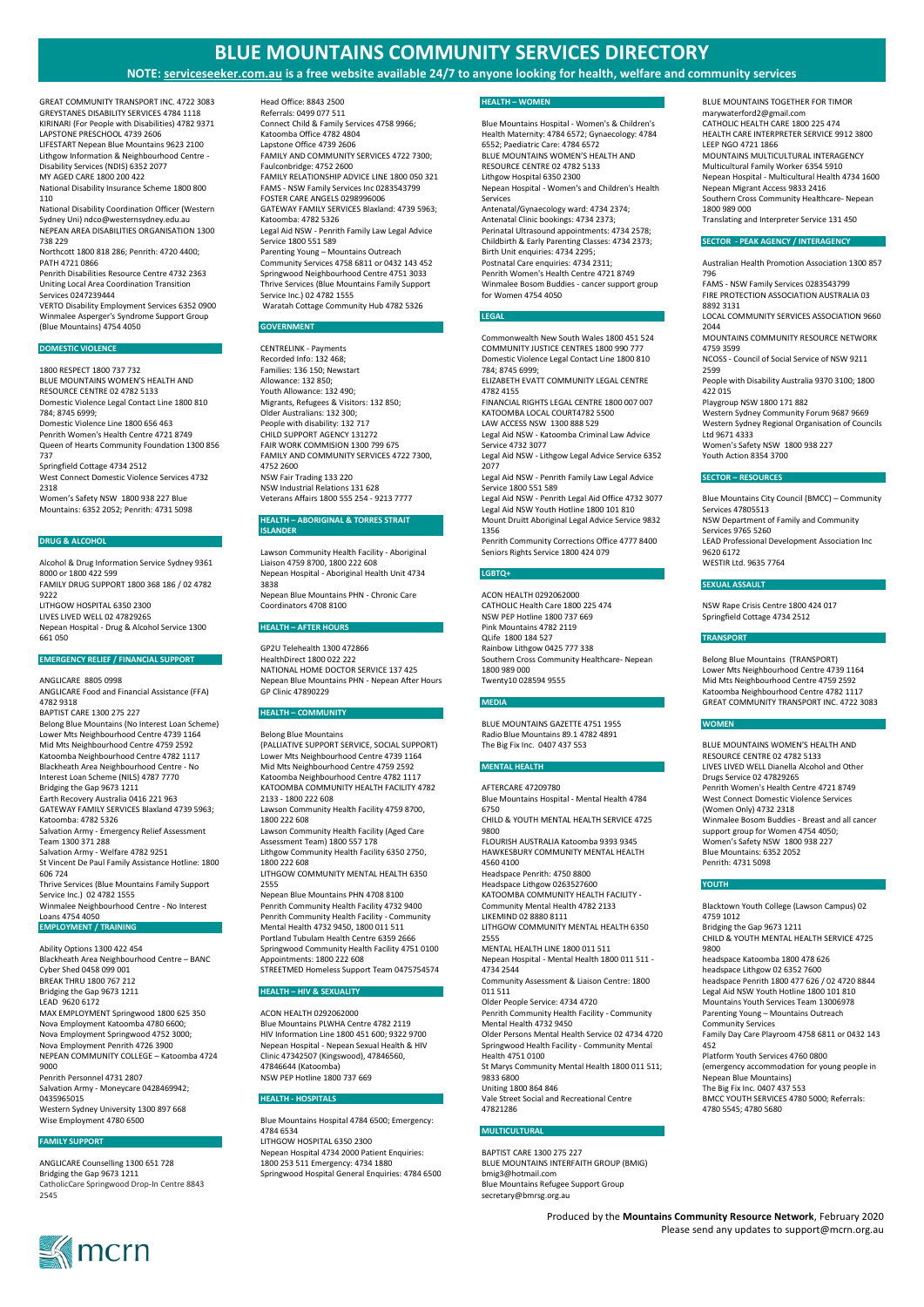# BLUE MOUNTAINS COMMUNITY SERVICES DIRECTORY

**NOTE: serviceseeker.com.au is a free website available 24/7 to anyone looking for health, welfare and community services**

GREAT COMMUNITY TRANSPORT INC. 4722 3083
GREYSTANES DISABILITY SERVICES 4784 1118
KIRINARI (For People with Disabilities) 4782 9371
LAPSTONE PRESCHOOL 4739 2606
LIFESTART Nepean Blue Mountains 9623 2100
Lithgow Information & Neighbourhood Centre - Disability Services (NDIS) 6352 2077
MY AGED CARE 1800 200 422
National Disability Insurance Scheme 1800 800 110
National Disability Coordination Officer (Western Sydney Uni) ndco@westernsydney.edu.au
NEPEAN AREA DISABILITIES ORGANISATION 1300 738 229
Northcott 1800 818 286; Penrith: 4720 4400; PATH 4721 0866
Penrith Disabilities Resource Centre 4732 2363
Uniting Local Area Coordination Transition Services 0247239444
VERTO Disability Employment Services 6352 0900
Winmalee Asperger's Syndrome Support Group (Blue Mountains) 4754 4050

## DOMESTIC VIOLENCE

1800 RESPECT 1800 737 732
BLUE MOUNTAINS WOMEN'S HEALTH AND RESOURCE CENTRE 02 4782 5133
Domestic Violence Legal Contact Line 1800 810 784; 8745 6999;
Domestic Violence Line 1800 656 463
Penrith Women's Health Centre 4721 8749
Queen of Hearts Community Foundation 1300 856 737
Springfield Cottage 4734 2512
West Connect Domestic Violence Services 4732 2318
Women's Safety NSW 1800 938 227 Blue Mountains: 6352 2052; Penrith: 4731 5098

## DRUG & ALCOHOL

Alcohol & Drug Information Service Sydney 9361 8000 or 1800 422 599
FAMILY DRUG SUPPORT 1800 368 186 / 02 4782 9222
LITHGOW HOSPITAL 6350 2300
LIVES LIVED WELL 02 47829265
Nepean Hospital - Drug & Alcohol Service 1300 661 050

## EMERGENCY RELIEF / FINANCIAL SUPPORT

ANGLICARE 8805 0998
ANGLICARE Food and Financial Assistance (FFA) 4782 9318
BAPTIST CARE 1300 275 227
Belong Blue Mountains (No Interest Loan Scheme)
Lower Mts Neighbourhood Centre 4739 1164
Mid Mts Neighbourhood Centre 4759 2592
Katoomba Neighbourhood Centre 4782 1117
Blackheath Area Neighbourhood Centre - No Interest Loan Scheme (NILS) 4787 7770
Bridging the Gap 9673 1211
Earth Recovery Australia 0416 221 963
GATEWAY FAMILY SERVICES Blaxland 4739 5963; Katoomba: 4782 5326
Salvation Army - Emergency Relief Assessment Team 1300 371 288
Salvation Army - Welfare 4782 9251
St Vincent De Paul Family Assistance Hotline: 1800 606 724
Thrive Services (Blue Mountains Family Support Service Inc.) 02 4782 1555
Winmalee Neighbourhood Centre - No Interest Loans 4754 4050

## EMPLOYMENT / TRAINING

Ability Options 1300 422 454
Blackheath Area Neighbourhood Centre – BANC Cyber Shed 0458 099 001
BREAK THRU 1800 767 212
Bridging the Gap 9673 1211
LEAD 9620 6172
MAX EMPLOYMENT Springwood 1800 625 350
Nova Employment Katoomba 4780 6600;
Nova Employment Springwood 4752 3000;
Nova Employment Penrith 4726 3900
NEPEAN COMMUNITY COLLEGE – Katoomba 4724 9000
Penrith Personnel 4731 2807
Salvation Army - Moneycare 0428469942; 0435965015
Western Sydney University 1300 897 668
Wise Employment 4780 6500

## FAMILY SUPPORT

ANGLICARE Counselling 1300 651 728
Bridging the Gap 9673 1211
CatholicCare Springwood Drop-In Centre 8843 2545
Head Office: 8843 2500
Referrals: 0499 077 511
Connect Child & Family Services 4758 9966; Katoomba Office 4782 4804
Lapstone Office 4739 2606
FAMILY AND COMMUNITY SERVICES 4722 7300; Faulconbridge: 4752 2600
FAMILY RELATIONSHIP ADVICE LINE 1800 050 321
FAMS - NSW Family Services Inc 0283543799
FOSTER CARE ANGELS 0298996006
GATEWAY FAMILY SERVICES Blaxland: 4739 5963; Katoomba: 4782 5326
Legal Aid NSW - Penrith Family Law Legal Advice Service 1800 551 589
Parenting Young – Mountains Outreach Community Services 4758 6811 or 0432 143 452
Springwood Neighbourhood Centre 4751 3033
Thrive Services (Blue Mountains Family Support Service Inc.) 02 4782 1555
Waratah Cottage Community Hub 4782 5326

## GOVERNMENT

CENTRELINK - Payments
Recorded Info: 132 468;
Families: 136 150; Newstart Allowance: 132 850;
Youth Allowance: 132 490;
Migrants, Refugees & Visitors: 132 850;
Older Australians: 132 300;
People with disability: 132 717
CHILD SUPPORT AGENCY 131272
FAIR WORK COMMISION 1300 799 675
FAMILY AND COMMUNITY SERVICES 4722 7300, 4752 2600
NSW Fair Trading 133 220
NSW Industrial Relations 131 628
Veterans Affairs 1800 555 254 - 9213 7777

## HEALTH – ABORIGINAL & TORRES STRAIT ISLANDER

Lawson Community Health Facility - Aboriginal Liaison 4759 8700, 1800 222 608
Nepean Hospital - Aboriginal Health Unit 4734 3838
Nepean Blue Mountains PHN - Chronic Care Coordinators 4708 8100

## HEALTH – AFTER HOURS

GP2U Telehealth 1300 472866
HealthDirect 1800 022 222
NATIONAL HOME DOCTOR SERVICE 137 425
Nepean Blue Mountains PHN - Nepean After Hours GP Clinic 47890229

## HEALTH – COMMUNITY

Belong Blue Mountains
(PALLIATIVE SUPPORT SERVICE, SOCIAL SUPPORT)
Lower Mts Neighbourhood Centre 4739 1164
Mid Mts Neighbourhood Centre 4759 2592
Katoomba Neighbourhood Centre 4782 1117
KATOOMBA COMMUNITY HEALTH FACILITY 4782 2133 - 1800 222 608
Lawson Community Health Facility 4759 8700, 1800 222 608
Lawson Community Health Facility (Aged Care Assessment Team) 1800 557 178
Lithgow Community Health Facility 6350 2750, 1800 222 608
LITHGOW COMMUNITY MENTAL HEALTH 6350 2555
Nepean Blue Mountains PHN 4708 8100
Penrith Community Health Facility 4732 9400
Penrith Community Health Facility - Community Mental Health 4732 9450, 1800 011 511
Portland Tubulam Health Centre 6359 2666
Springwood Community Health Facility 4751 0100
Appointments: 1800 222 608
STREETMED Homeless Support Team 0475754574

## HEALTH – HIV & SEXUALITY

ACON HEALTH 0292062000
Blue Mountains PLWHA Centre 4782 2119
HIV Information Line 1800 451 600; 9322 9700
Nepean Hospital - Nepean Sexual Health & HIV Clinic 47342507 (Kingswood), 47846560, 47846644 (Katoomba)
NSW PEP Hotline 1800 737 669

## HEALTH - HOSPITALS

Blue Mountains Hospital 4784 6500; Emergency: 4784 6534
LITHGOW HOSPITAL 6350 2300
Nepean Hospital 4734 2000 Patient Enquiries: 1800 253 511 Emergency: 4734 1880
Springwood Hospital General Enquiries: 4784 6500

## HEALTH – WOMEN

Blue Mountains Hospital - Women's & Children's Health Maternity: 4784 6572; Gynaecology: 4784 6552; Paediatric Care: 4784 6572
BLUE MOUNTAINS WOMEN'S HEALTH AND RESOURCE CENTRE 02 4782 5133
Lithgow Hospital 6350 2300
Nepean Hospital - Women's and Children's Health Services
Antenatal/Gynaecology ward: 4734 2374;
Antenatal Clinic bookings: 4734 2373;
Perinatal Ultrasound appointments: 4734 2578;
Childbirth & Early Parenting Classes: 4734 2373;
Birth Unit enquiries: 4734 2295;
Postnatal Care enquiries: 4734 2311;
Penrith Women's Health Centre 4721 8749
Winmalee Bosom Buddies - cancer support group for Women 4754 4050

## LEGAL

Commonwealth New South Wales 1800 451 524
COMMUNITY JUSTICE CENTRES 1800 990 777
Domestic Violence Legal Contact Line 1800 810 784; 8745 6999;
ELIZABETH EVATT COMMUNITY LEGAL CENTRE 4782 4155
FINANCIAL RIGHTS LEGAL CENTRE 1800 007 007
KATOOMBA LOCAL COURT4782 5500
LAW ACCESS NSW 1300 888 529
Legal Aid NSW - Katoomba Criminal Law Advice Service 4732 3077
Legal Aid NSW - Lithgow Legal Advice Service 6352 2077
Legal Aid NSW - Penrith Family Law Legal Advice Service 1800 551 589
Legal Aid NSW - Penrith Legal Aid Office 4732 3077
Legal Aid NSW Youth Hotline 1800 101 810
Mount Druitt Aboriginal Legal Advice Service 9832 1356
Penrith Community Corrections Office 4777 8400
Seniors Rights Service 1800 424 079

## LGBTQ+

ACON HEALTH 0292062000
CATHOLIC Health Care 1800 225 474
NSW PEP Hotline 1800 737 669
Pink Mountains 4782 2119
QLife 1800 184 527
Rainbow Lithgow 0425 777 338
Southern Cross Community Healthcare- Nepean 1800 989 000
Twenty10 028594 9555

## MEDIA

BLUE MOUNTAINS GAZETTE 4751 1955
Radio Blue Mountains 89.1 4782 4891
The Big Fix Inc. 0407 437 553

## MENTAL HEALTH

AFTERCARE 47209780
Blue Mountains Hospital - Mental Health 4784 6750
CHILD & YOUTH MENTAL HEALTH SERVICE 4725 9800
FLOURISH AUSTRALIA Katoomba 9393 9345
HAWKESBURY COMMUNITY MENTAL HEALTH 4560 4100
Headspace Penrith: 4750 8800
Headspace Lithgow 0263527600
KATOOMBA COMMUNITY HEALTH FACILITY - Community Mental Health 4782 2133
LIKEMIND 02 8880 8111
LITHGOW COMMUNITY MENTAL HEALTH 6350 2555
MENTAL HEALTH LINE 1800 011 511
Nepean Hospital - Mental Health 1800 011 511 - 4734 2544
Community Assessment & Liaison Centre: 1800 011 511
Older People Service: 4734 4720
Penrith Community Health Facility - Community Mental Health 4732 9450
Older Persons Mental Health Service 02 4734 4720
Springwood Health Facility - Community Mental Health 4751 0100
St Marys Community Mental Health 1800 011 511; 9833 6800
Uniting 1800 864 846
Vale Street Social and Recreational Centre 47821286

## MULTICULTURAL

BAPTIST CARE 1300 275 227
BLUE MOUNTAINS INTERFAITH GROUP (BMIG) bmig3@hotmail.com
Blue Mountains Refugee Support Group secretary@bmrsg.org.au
BLUE MOUNTAINS TOGETHER FOR TIMOR marywaterford2@gmail.com
CATHOLIC HEALTH CARE 1800 225 474
HEALTH CARE INTERPRETER SERVICE 9912 3800
LEEP NGO 4721 1866
MOUNTAINS MULTICULTURAL INTERAGENCY Multicultural Family Worker 6354 5910
Nepean Hospital - Multicultural Health 4734 1600
Nepean Migrant Access 9833 2416
Southern Cross Community Healthcare- Nepean 1800 989 000
Translating and Interpreter Service 131 450

## SECTOR - PEAK AGENCY / INTERAGENCY

Australian Health Promotion Association 1300 857 796
FAMS - NSW Family Services 0283543799
FIRE PROTECTION ASSOCIATION AUSTRALIA 03 8892 3131
LOCAL COMMUNITY SERVICES ASSOCIATION 9660 2044
MOUNTAINS COMMUNITY RESOURCE NETWORK 4759 3599
NCOSS - Council of Social Service of NSW 9211 2599
People with Disability Australia 9370 3100; 1800 422 015
Playgroup NSW 1800 171 882
Western Sydney Community Forum 9687 9669
Western Sydney Regional Organisation of Councils Ltd 9671 4333
Women's Safety NSW 1800 938 227
Youth Action 8354 3700

## SECTOR – RESOURCES

Blue Mountains City Council (BMCC) – Community Services 47805513
NSW Department of Family and Community Services 9765 5260
LEAD Professional Development Association Inc 9620 6172
WESTIR Ltd. 9635 7764

## SEXUAL ASSAULT

NSW Rape Crisis Centre 1800 424 017
Springfield Cottage 4734 2512

## TRANSPORT

Belong Blue Mountains (TRANSPORT)
Lower Mts Neighbourhood Centre 4739 1164
Mid Mts Neighbourhood Centre 4759 2592
Katoomba Neighbourhood Centre 4782 1117
GREAT COMMUNITY TRANSPORT INC. 4722 3083

## WOMEN

BLUE MOUNTAINS WOMEN'S HEALTH AND RESOURCE CENTRE 02 4782 5133
LIVES LIVED WELL Dianella Alcohol and Other Drugs Service 02 47829265
Penrith Women's Health Centre 4721 8749
West Connect Domestic Violence Services (Women Only) 4732 2318
Winmalee Bosom Buddies - Breast and all cancer support group for Women 4754 4050;
Women's Safety NSW 1800 938 227
Blue Mountains: 6352 2052
Penrith: 4731 5098

## YOUTH

Blacktown Youth College (Lawson Campus) 02 4759 1012
Bridging the Gap 9673 1211
CHILD & YOUTH MENTAL HEALTH SERVICE 4725 9800
headspace Katoomba 1800 478 626
headspace Lithgow 02 6352 7600
headspace Penrith 1800 477 626 / 02 4720 8844
Legal Aid NSW Youth Hotline 1800 101 810
Mountains Youth Services Team 13006978
Parenting Young – Mountains Outreach Community Services
Family Day Care Playroom 4758 6811 or 0432 143 452
Platform Youth Services 4760 0800 (emergency accommodation for young people in Nepean Blue Mountains)
The Big Fix Inc. 0407 437 553
BMCC YOUTH SERVICES 4780 5000; Referrals: 4780 5545; 4780 5680

Produced by the **Mountains Community Resource Network**, February 2020
Please send any updates to support@mcrn.org.au

mcrn